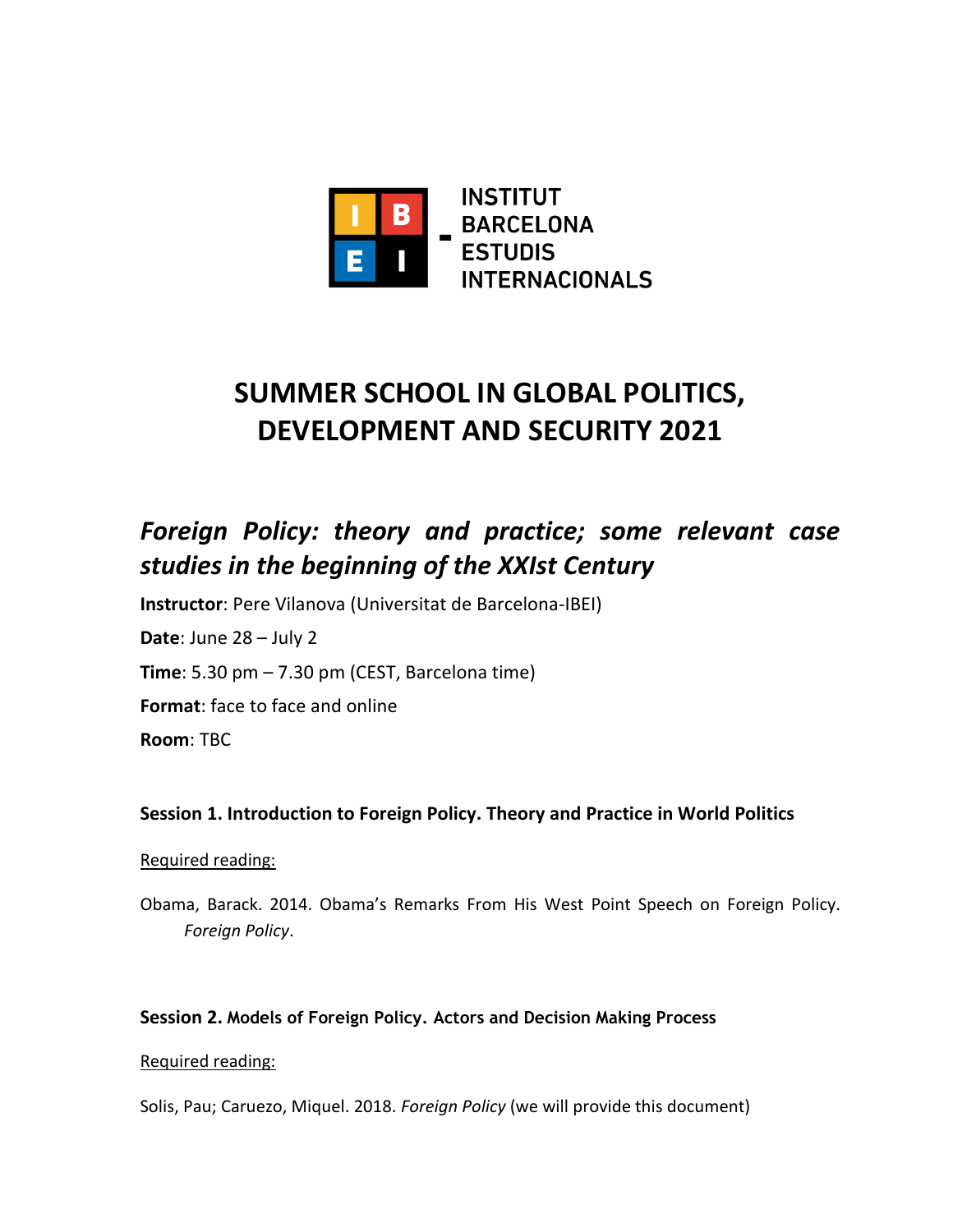INSTITUT BARCELONA ESTUDIS INTERNACIONALS

# SUMMER SCHOOL IN GLOBAL POLITICS, DEVELOPMENT AND SECURITY 2021

## *Foreign Policy: theory and practice; some relevant case studies in the beginning of the XXIst Century*

**Instructor**: Pere Vilanova (Universitat de Barcelona-IBEI)

**Date**: June 28 – July 2

**Time**: 5.30 pm – 7.30 pm (CEST, Barcelona time)

**Format**: face to face and online

**Room**: TBC

### Session 1. Introduction to Foreign Policy. Theory and Practice in World Politics

Required reading:

Obama, Barack. 2014. Obama's Remarks From His West Point Speech on Foreign Policy. *Foreign Policy*.

### Session 2. Models of Foreign Policy. Actors and Decision Making Process

Required reading:

Solis, Pau; Caruezo, Miquel. 2018. *Foreign Policy* (we will provide this document)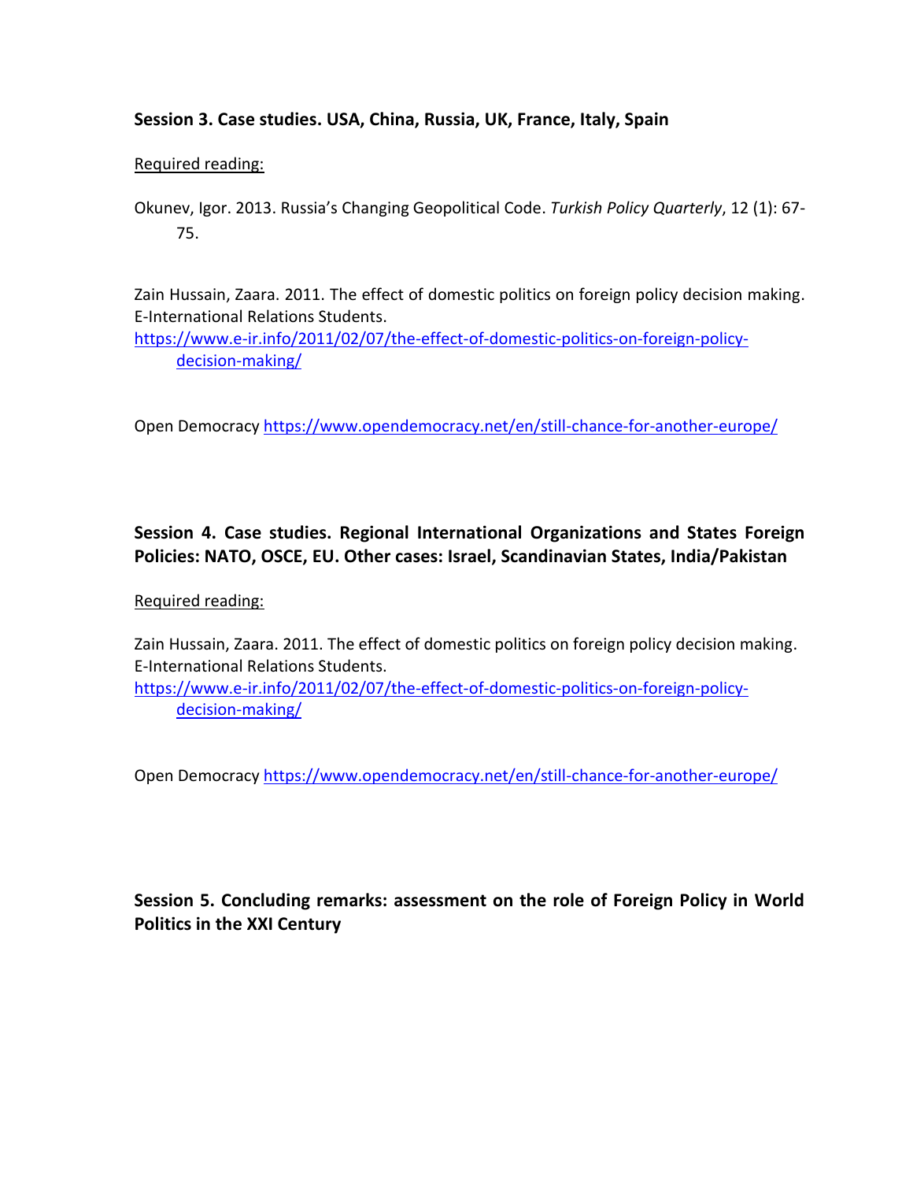**Session 3. Case studies. USA, China, Russia, UK, France, Italy, Spain**

Required reading:

Okunev, Igor. 2013. Russia's Changing Geopolitical Code. *Turkish Policy Quarterly*, 12 (1): 67-75.

Zain Hussain, Zaara. 2011. The effect of domestic politics on foreign policy decision making. E-International Relations Students. https://www.e-ir.info/2011/02/07/the-effect-of-domestic-politics-on-foreign-policy-decision-making/

Open Democracy https://www.opendemocracy.net/en/still-chance-for-another-europe/

**Session 4. Case studies. Regional International Organizations and States Foreign Policies: NATO, OSCE, EU. Other cases: Israel, Scandinavian States, India/Pakistan**

Required reading:

Zain Hussain, Zaara. 2011. The effect of domestic politics on foreign policy decision making. E-International Relations Students. https://www.e-ir.info/2011/02/07/the-effect-of-domestic-politics-on-foreign-policy-decision-making/

Open Democracy https://www.opendemocracy.net/en/still-chance-for-another-europe/

**Session 5. Concluding remarks: assessment on the role of Foreign Policy in World Politics in the XXI Century**